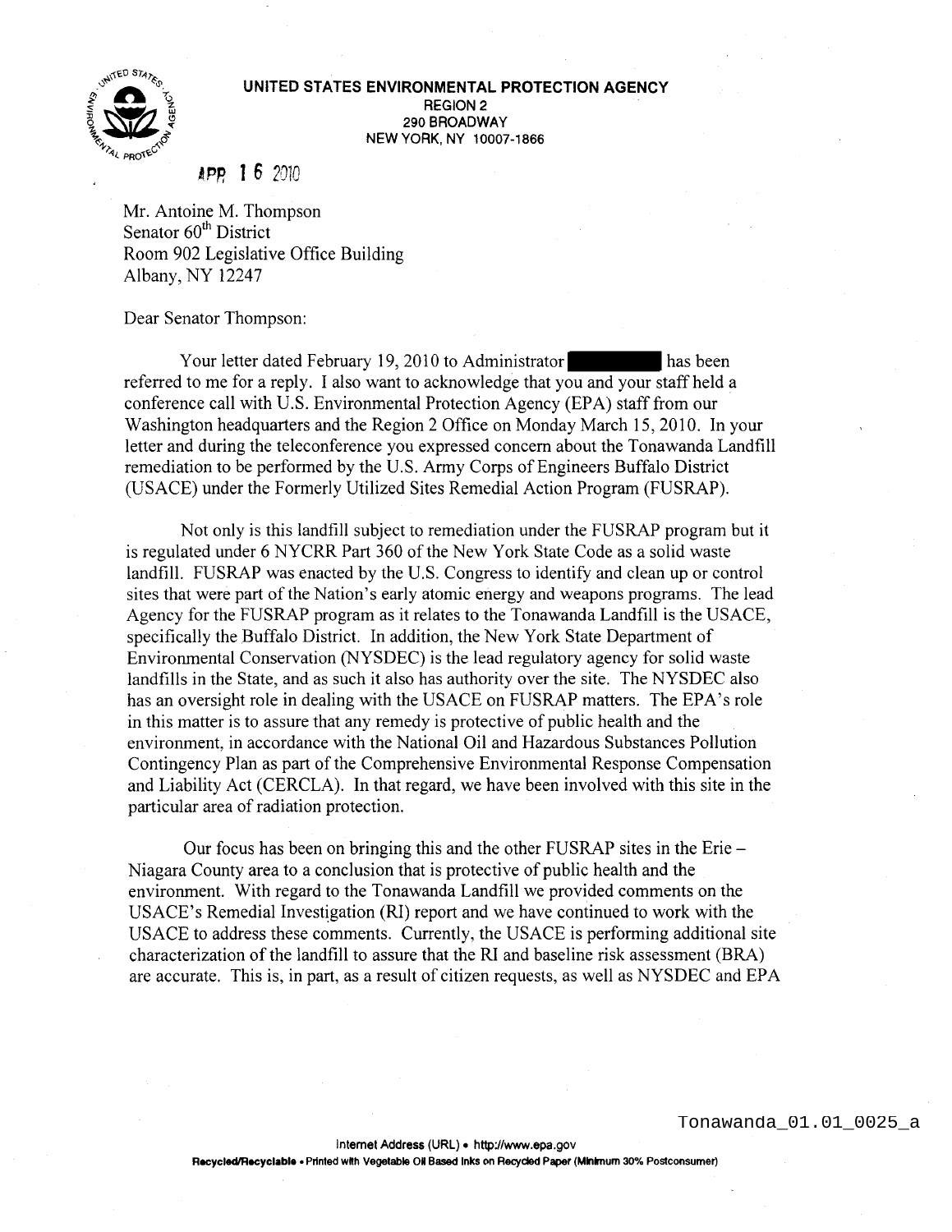**UNITED STATES ENVIRONMENTAL PROTECTION AGENCY**
REGION 2
290 BROADWAY
NEW YORK, NY 10007-1866

APR 16 2010

Mr. Antoine M. Thompson
Senator 60th District
Room 902 Legislative Office Building
Albany, NY 12247

Dear Senator Thompson:

Your letter dated February 19, 2010 to Administrator ██████████ has been referred to me for a reply. I also want to acknowledge that you and your staff held a conference call with U.S. Environmental Protection Agency (EPA) staff from our Washington headquarters and the Region 2 Office on Monday March 15, 2010. In your letter and during the teleconference you expressed concern about the Tonawanda Landfill remediation to be performed by the U.S. Army Corps of Engineers Buffalo District (USACE) under the Formerly Utilized Sites Remedial Action Program (FUSRAP).

Not only is this landfill subject to remediation under the FUSRAP program but it is regulated under 6 NYCRR Part 360 of the New York State Code as a solid waste landfill. FUSRAP was enacted by the U.S. Congress to identify and clean up or control sites that were part of the Nation's early atomic energy and weapons programs. The lead Agency for the FUSRAP program as it relates to the Tonawanda Landfill is the USACE, specifically the Buffalo District. In addition, the New York State Department of Environmental Conservation (NYSDEC) is the lead regulatory agency for solid waste landfills in the State, and as such it also has authority over the site. The NYSDEC also has an oversight role in dealing with the USACE on FUSRAP matters. The EPA's role in this matter is to assure that any remedy is protective of public health and the environment, in accordance with the National Oil and Hazardous Substances Pollution Contingency Plan as part of the Comprehensive Environmental Response Compensation and Liability Act (CERCLA). In that regard, we have been involved with this site in the particular area of radiation protection.

Our focus has been on bringing this and the other FUSRAP sites in the Erie – Niagara County area to a conclusion that is protective of public health and the environment. With regard to the Tonawanda Landfill we provided comments on the USACE's Remedial Investigation (RI) report and we have continued to work with the USACE to address these comments. Currently, the USACE is performing additional site characterization of the landfill to assure that the RI and baseline risk assessment (BRA) are accurate. This is, in part, as a result of citizen requests, as well as NYSDEC and EPA

Tonawanda_01.01_0025_a

Internet Address (URL) • http://www.epa.gov
Recycled/Recyclable • Printed with Vegetable Oil Based Inks on Recycled Paper (Minimum 30% Postconsumer)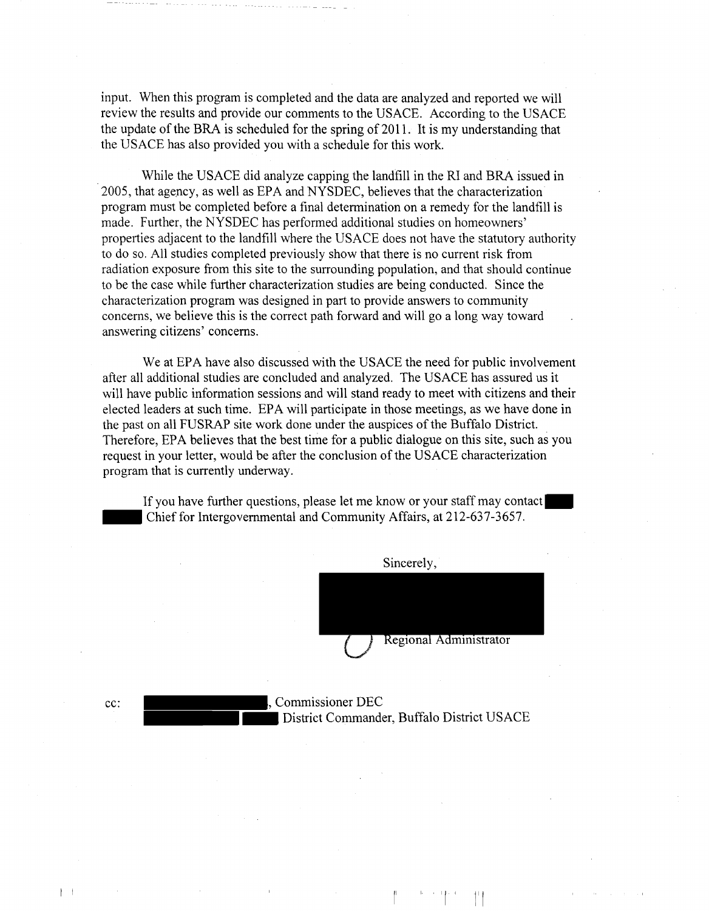input. When this program is completed and the data are analyzed and reported we will review the results and provide our comments to the USACE. According to the USACE the update of the BRA is scheduled for the spring of 2011. It is my understanding that the USACE has also provided you with a schedule for this work.

While the USACE did analyze capping the landfill in the RI and BRA issued in 2005, that agency, as well as EPA and NYSDEC, believes that the characterization program must be completed before a final determination on a remedy for the landfill is made. Further, the NYSDEC has performed additional studies on homeowners' properties adjacent to the landfill where the USACE does not have the statutory authority to do so. All studies completed previously show that there is no current risk from radiation exposure from this site to the surrounding population, and that should continue to be the case while further characterization studies are being conducted. Since the characterization program was designed in part to provide answers to community concerns, we believe this is the correct path forward and will go a long way toward answering citizens' concerns.

We at EPA have also discussed with the USACE the need for public involvement after all additional studies are concluded and analyzed. The USACE has assured us it will have public information sessions and will stand ready to meet with citizens and their elected leaders at such time. EPA will participate in those meetings, as we have done in the past on all FUSRAP site work done under the auspices of the Buffalo District. Therefore, EPA believes that the best time for a public dialogue on this site, such as you request in your letter, would be after the conclusion of the USACE characterization program that is currently underway.

If you have further questions, please let me know or your staff may contact [REDACTED] Chief for Intergovernmental and Community Affairs, at 212-637-3657.

Sincerely,

[REDACTED]
Regional Administrator

cc: [REDACTED], Commissioner DEC
[REDACTED] District Commander, Buffalo District USACE